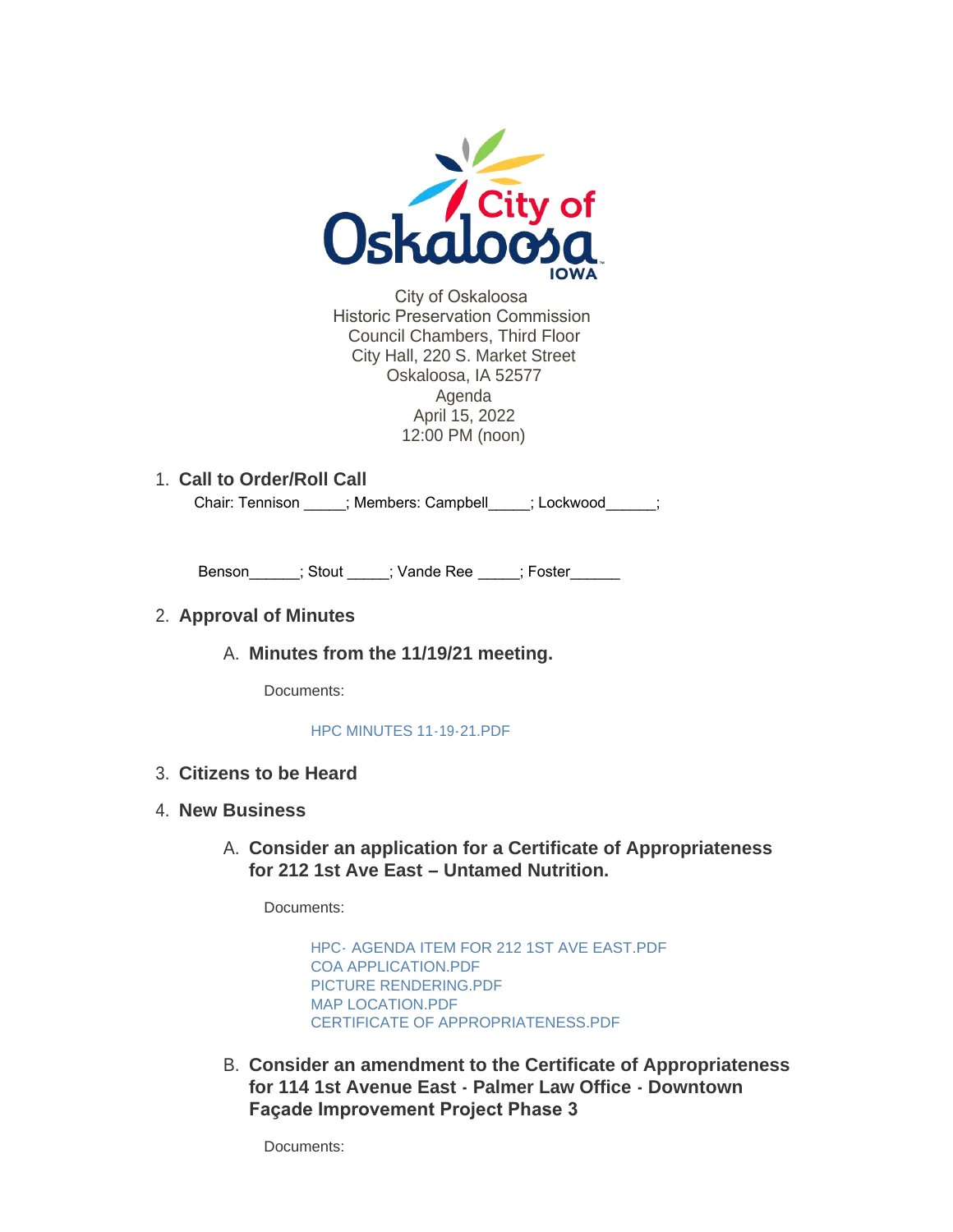City of Oskaloosa
Historic Preservation Commission
Council Chambers, Third Floor
City Hall, 220 S. Market Street
Oskaloosa, IA 52577
Agenda
April 15, 2022
12:00 PM (noon)

1. **Call to Order/Roll Call**

   Chair: Tennison _____; Members: Campbell_____; Lockwood______;

   Benson______; Stout _____; Vande Ree _____; Foster______

2. **Approval of Minutes**

   A. **Minutes from the 11/19/21 meeting.**

      Documents:

      HPC MINUTES 11-19-21.PDF

3. **Citizens to be Heard**

4. **New Business**

   A. **Consider an application for a Certificate of Appropriateness for 212 1st Ave East – Untamed Nutrition.**

      Documents:

      HPC- AGENDA ITEM FOR 212 1ST AVE EAST.PDF
      COA APPLICATION.PDF
      PICTURE RENDERING.PDF
      MAP LOCATION.PDF
      CERTIFICATE OF APPROPRIATENESS.PDF

   B. **Consider an amendment to the Certificate of Appropriateness for 114 1st Avenue East - Palmer Law Office - Downtown Façade Improvement Project Phase 3**

      Documents: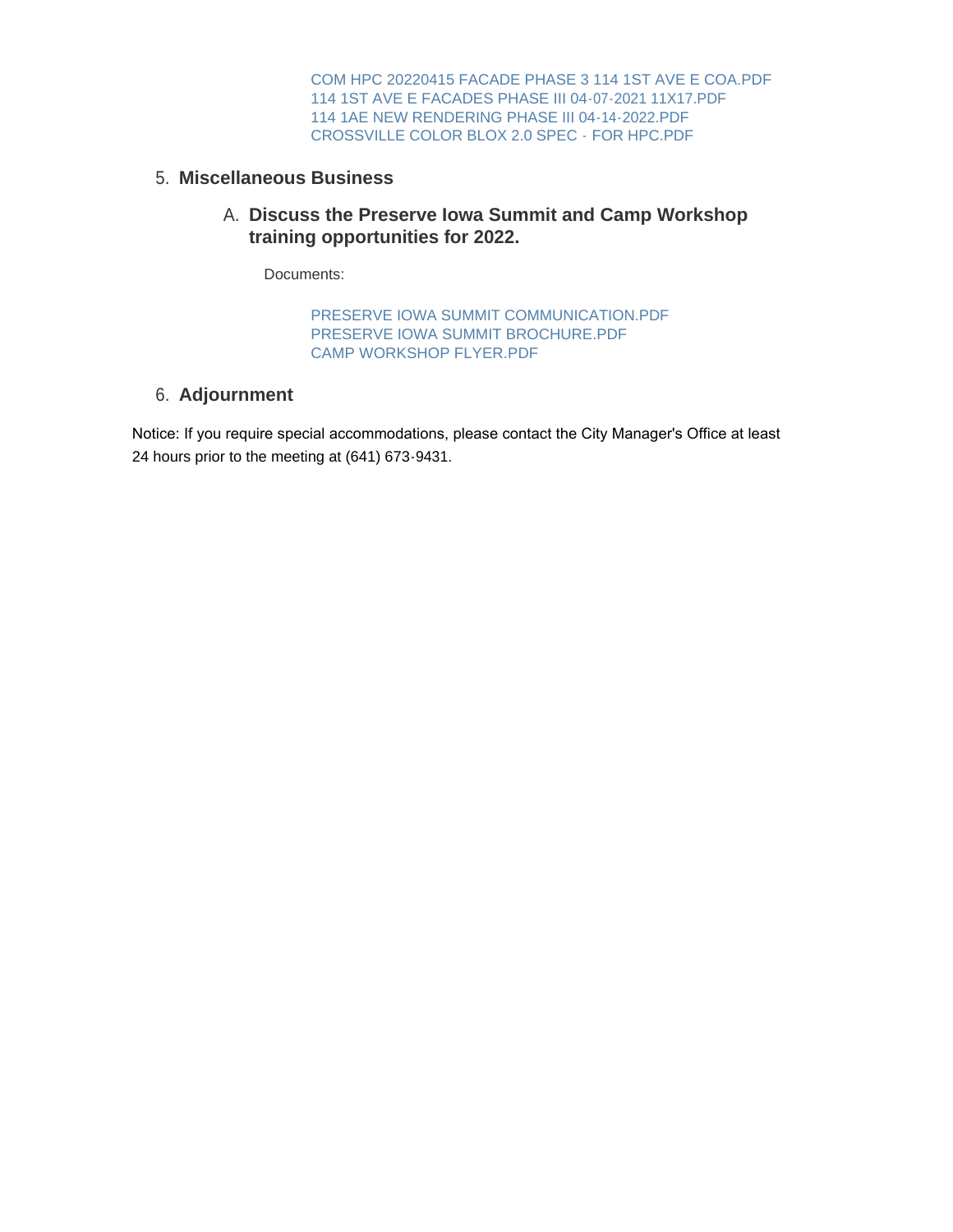COM HPC 20220415 FACADE PHASE 3 114 1ST AVE E COA.PDF
114 1ST AVE E FACADES PHASE III 04-07-2021 11X17.PDF
114 1AE NEW RENDERING PHASE III 04-14-2022.PDF
CROSSVILLE COLOR BLOX 2.0 SPEC - FOR HPC.PDF

5. **Miscellaneous Business**

   A. **Discuss the Preserve Iowa Summit and Camp Workshop training opportunities for 2022.**

      Documents:

      PRESERVE IOWA SUMMIT COMMUNICATION.PDF
      PRESERVE IOWA SUMMIT BROCHURE.PDF
      CAMP WORKSHOP FLYER.PDF

6. **Adjournment**

Notice: If you require special accommodations, please contact the City Manager's Office at least 24 hours prior to the meeting at (641) 673-9431.